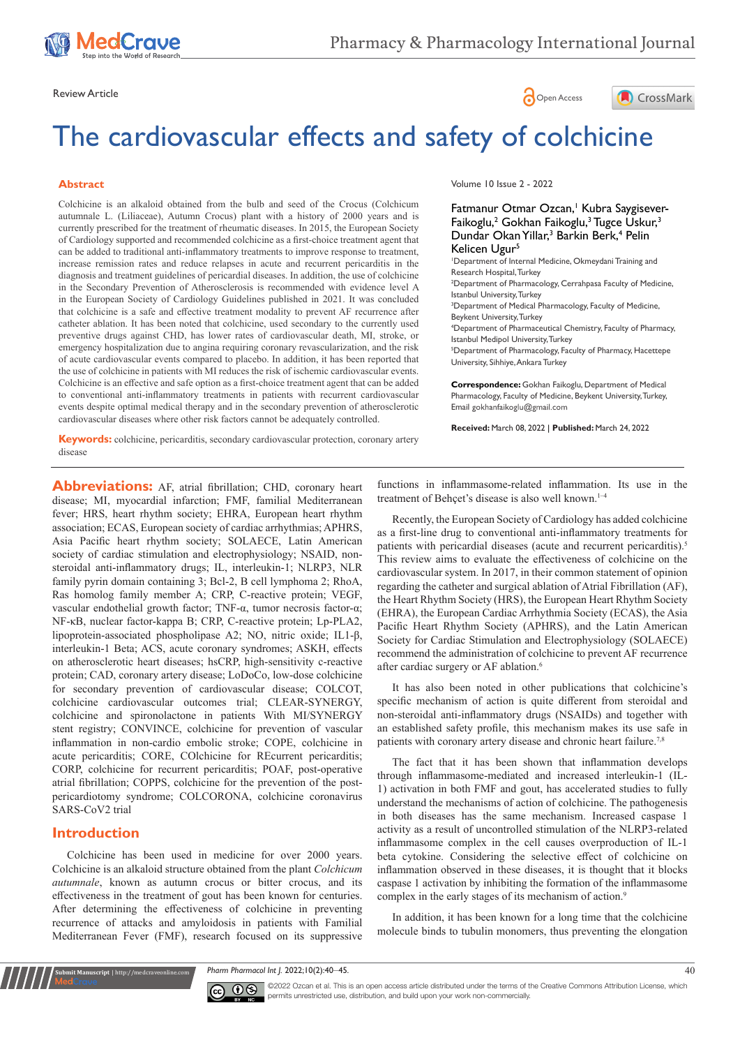Review Article

# The cardiovascular effects and safety of colchicine

Volume 10 Issue 2 - 2022

Fatmanur Otmar Ozcan,[1] Kubra Saygisever-Faikoglu,[2] Gokhan Faikoglu,[3] Tugce Uskur,[3] Dundar Okan Yillar,[3] Barkin Berk,[4] Pelin Kelicen Ugur[5]

[1]Department of Internal Medicine, Okmeydani Training and Research Hospital, Turkey

[2]Department of Pharmacology, Cerrahpasa Faculty of Medicine, Istanbul University, Turkey

[3]Department of Medical Pharmacology, Faculty of Medicine, Beykent University, Turkey

[4]Department of Pharmaceutical Chemistry, Faculty of Pharmacy, Istanbul Medipol University, Turkey

[5]Department of Pharmacology, Faculty of Pharmacy, Hacettepe University, Sihhiye, Ankara Turkey

**Correspondence:** Gokhan Faikoglu, Department of Medical Pharmacology, Faculty of Medicine, Beykent University, Turkey, Email gokhanfaikoglu@gmail.com

**Received:** March 08, 2022 | **Published:** March 24, 2022

## Abstract

Colchicine is an alkaloid obtained from the bulb and seed of the Crocus (Colchicum autumnale L. (Liliaceae), Autumn Crocus) plant with a history of 2000 years and is currently prescribed for the treatment of rheumatic diseases. In 2015, the European Society of Cardiology supported and recommended colchicine as a first-choice treatment agent that can be added to traditional anti-inflammatory treatments to improve response to treatment, increase remission rates and reduce relapses in acute and recurrent pericarditis in the diagnosis and treatment guidelines of pericardial diseases. In addition, the use of colchicine in the Secondary Prevention of Atherosclerosis is recommended with evidence level A in the European Society of Cardiology Guidelines published in 2021. It was concluded that colchicine is a safe and effective treatment modality to prevent AF recurrence after catheter ablation. It has been noted that colchicine, used secondary to the currently used preventive drugs against CHD, has lower rates of cardiovascular death, MI, stroke, or emergency hospitalization due to angina requiring coronary revascularization, and the risk of acute cardiovascular events compared to placebo. In addition, it has been reported that the use of colchicine in patients with MI reduces the risk of ischemic cardiovascular events. Colchicine is an effective and safe option as a first-choice treatment agent that can be added to conventional anti-inflammatory treatments in patients with recurrent cardiovascular events despite optimal medical therapy and in the secondary prevention of atherosclerotic cardiovascular diseases where other risk factors cannot be adequately controlled.

**Keywords:** colchicine, pericarditis, secondary cardiovascular protection, coronary artery disease

**Abbreviations:** AF, atrial fibrillation; CHD, coronary heart disease; MI, myocardial infarction; FMF, familial Mediterranean fever; HRS, heart rhythm society; EHRA, European heart rhythm association; ECAS, European society of cardiac arrhythmias; APHRS, Asia Pacific heart rhythm society; SOLAECE, Latin American society of cardiac stimulation and electrophysiology; NSAID, non-steroidal anti-inflammatory drugs; IL, interleukin-1; NLRP3, NLR family pyrin domain containing 3; Bcl-2, B cell lymphoma 2; RhoA, Ras homolog family member A; CRP, C-reactive protein; VEGF, vascular endothelial growth factor; TNF-α, tumor necrosis factor-α; NF-κB, nuclear factor-kappa B; CRP, C-reactive protein; Lp-PLA2, lipoprotein-associated phospholipase A2; NO, nitric oxide; IL1-β, interleukin-1 Beta; ACS, acute coronary syndromes; ASKH, effects on atherosclerotic heart diseases; hsCRP, high-sensitivity c-reactive protein; CAD, coronary artery disease; LoDoCo, low-dose colchicine for secondary prevention of cardiovascular disease; COLCOT, colchicine cardiovascular outcomes trial; CLEAR-SYNERGY, colchicine and spironolactone in patients With MI/SYNERGY stent registry; CONVINCE, colchicine for prevention of vascular inflammation in non-cardio embolic stroke; COPE, colchicine in acute pericarditis; CORE, COlchicine for REcurrent pericarditis; CORP, colchicine for recurrent pericarditis; POAF, post-operative atrial fibrillation; COPPS, colchicine for the prevention of the post-pericardiotomy syndrome; COLCORONA, colchicine coronavirus SARS-CoV2 trial

## Introduction

Colchicine has been used in medicine for over 2000 years. Colchicine is an alkaloid structure obtained from the plant *Colchicum autumnale*, known as autumn crocus or bitter crocus, and its effectiveness in the treatment of gout has been known for centuries. After determining the effectiveness of colchicine in preventing recurrence of attacks and amyloidosis in patients with Familial Mediterranean Fever (FMF), research focused on its suppressive functions in inflammasome-related inflammation. Its use in the treatment of Behçet's disease is also well known.[1–4]

Recently, the European Society of Cardiology has added colchicine as a first-line drug to conventional anti-inflammatory treatments for patients with pericardial diseases (acute and recurrent pericarditis).[5] This review aims to evaluate the effectiveness of colchicine on the cardiovascular system. In 2017, in their common statement of opinion regarding the catheter and surgical ablation of Atrial Fibrillation (AF), the Heart Rhythm Society (HRS), the European Heart Rhythm Society (EHRA), the European Cardiac Arrhythmia Society (ECAS), the Asia Pacific Heart Rhythm Society (APHRS), and the Latin American Society for Cardiac Stimulation and Electrophysiology (SOLAECE) recommend the administration of colchicine to prevent AF recurrence after cardiac surgery or AF ablation.[6]

It has also been noted in other publications that colchicine's specific mechanism of action is quite different from steroidal and non-steroidal anti-inflammatory drugs (NSAIDs) and together with an established safety profile, this mechanism makes its use safe in patients with coronary artery disease and chronic heart failure.[7,8]

The fact that it has been shown that inflammation develops through inflammasome-mediated and increased interleukin-1 (IL-1) activation in both FMF and gout, has accelerated studies to fully understand the mechanisms of action of colchicine. The pathogenesis in both diseases has the same mechanism. Increased caspase 1 activity as a result of uncontrolled stimulation of the NLRP3-related inflammasome complex in the cell causes overproduction of IL-1 beta cytokine. Considering the selective effect of colchicine on inflammation observed in these diseases, it is thought that it blocks caspase 1 activation by inhibiting the formation of the inflammasome complex in the early stages of its mechanism of action.[9]

In addition, it has been known for a long time that the colchicine molecule binds to tubulin monomers, thus preventing the elongation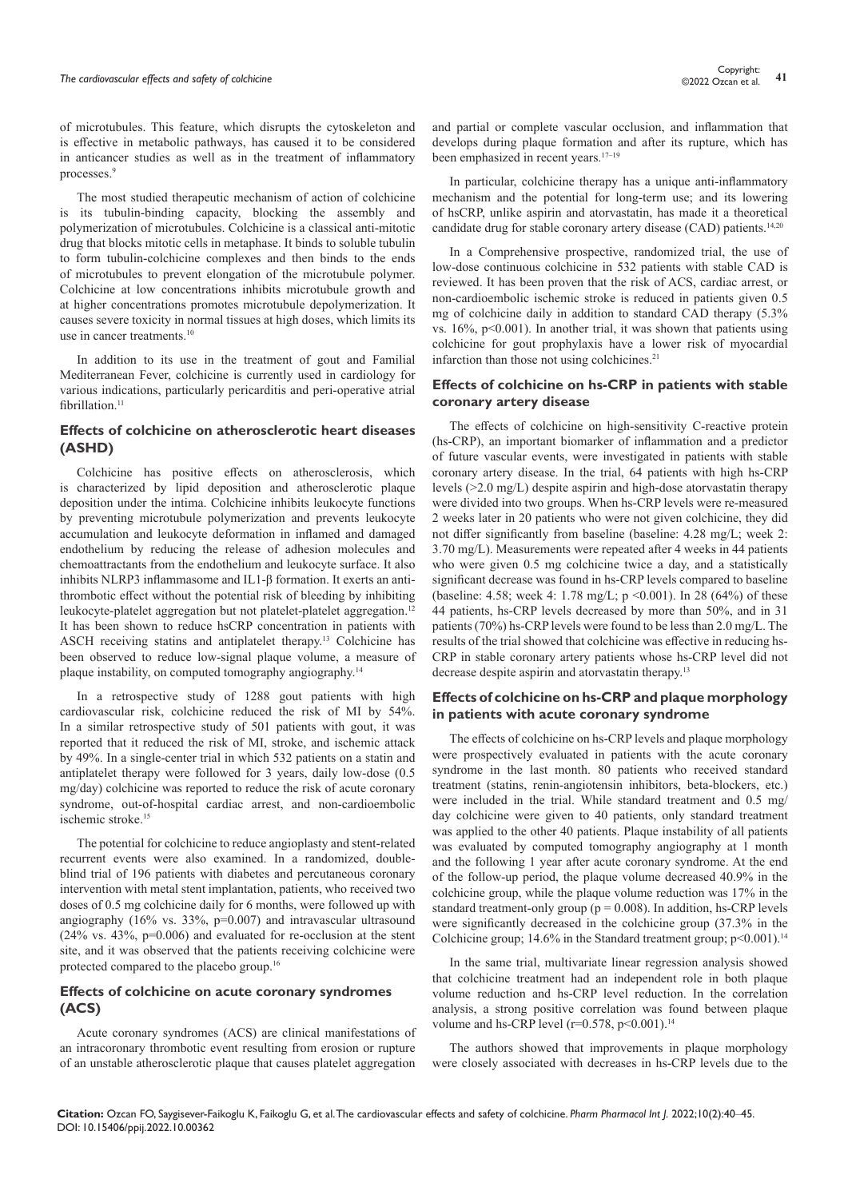of microtubules. This feature, which disrupts the cytoskeleton and is effective in metabolic pathways, has caused it to be considered in anticancer studies as well as in the treatment of inflammatory processes.[9]

The most studied therapeutic mechanism of action of colchicine is its tubulin-binding capacity, blocking the assembly and polymerization of microtubules. Colchicine is a classical anti-mitotic drug that blocks mitotic cells in metaphase. It binds to soluble tubulin to form tubulin-colchicine complexes and then binds to the ends of microtubules to prevent elongation of the microtubule polymer. Colchicine at low concentrations inhibits microtubule growth and at higher concentrations promotes microtubule depolymerization. It causes severe toxicity in normal tissues at high doses, which limits its use in cancer treatments.[10]

In addition to its use in the treatment of gout and Familial Mediterranean Fever, colchicine is currently used in cardiology for various indications, particularly pericarditis and peri-operative atrial fibrillation.[11]

## Effects of colchicine on atherosclerotic heart diseases (ASHD)

Colchicine has positive effects on atherosclerosis, which is characterized by lipid deposition and atherosclerotic plaque deposition under the intima. Colchicine inhibits leukocyte functions by preventing microtubule polymerization and prevents leukocyte accumulation and leukocyte deformation in inflamed and damaged endothelium by reducing the release of adhesion molecules and chemoattractants from the endothelium and leukocyte surface. It also inhibits NLRP3 inflammasome and IL1-β formation. It exerts an anti-thrombotic effect without the potential risk of bleeding by inhibiting leukocyte-platelet aggregation but not platelet-platelet aggregation.[12] It has been shown to reduce hsCRP concentration in patients with ASCH receiving statins and antiplatelet therapy.[13] Colchicine has been observed to reduce low-signal plaque volume, a measure of plaque instability, on computed tomography angiography.[14]

In a retrospective study of 1288 gout patients with high cardiovascular risk, colchicine reduced the risk of MI by 54%. In a similar retrospective study of 501 patients with gout, it was reported that it reduced the risk of MI, stroke, and ischemic attack by 49%. In a single-center trial in which 532 patients on a statin and antiplatelet therapy were followed for 3 years, daily low-dose (0.5 mg/day) colchicine was reported to reduce the risk of acute coronary syndrome, out-of-hospital cardiac arrest, and non-cardioembolic ischemic stroke.[15]

The potential for colchicine to reduce angioplasty and stent-related recurrent events were also examined. In a randomized, double-blind trial of 196 patients with diabetes and percutaneous coronary intervention with metal stent implantation, patients, who received two doses of 0.5 mg colchicine daily for 6 months, were followed up with angiography (16% vs. 33%, $p=0.007$) and intravascular ultrasound (24% vs. 43%, $p=0.006$) and evaluated for re-occlusion at the stent site, and it was observed that the patients receiving colchicine were protected compared to the placebo group.[16]

## Effects of colchicine on acute coronary syndromes (ACS)

Acute coronary syndromes (ACS) are clinical manifestations of an intracoronary thrombotic event resulting from erosion or rupture of an unstable atherosclerotic plaque that causes platelet aggregation and partial or complete vascular occlusion, and inflammation that develops during plaque formation and after its rupture, which has been emphasized in recent years.[17–19]

In particular, colchicine therapy has a unique anti-inflammatory mechanism and the potential for long-term use; and its lowering of hsCRP, unlike aspirin and atorvastatin, has made it a theoretical candidate drug for stable coronary artery disease (CAD) patients.[14,20]

In a Comprehensive prospective, randomized trial, the use of low-dose continuous colchicine in 532 patients with stable CAD is reviewed. It has been proven that the risk of ACS, cardiac arrest, or non-cardioembolic ischemic stroke is reduced in patients given 0.5 mg of colchicine daily in addition to standard CAD therapy (5.3% vs. 16%, $p<0.001$). In another trial, it was shown that patients using colchicine for gout prophylaxis have a lower risk of myocardial infarction than those not using colchicines.[21]

## Effects of colchicine on hs-CRP in patients with stable coronary artery disease

The effects of colchicine on high-sensitivity C-reactive protein (hs-CRP), an important biomarker of inflammation and a predictor of future vascular events, were investigated in patients with stable coronary artery disease. In the trial, 64 patients with high hs-CRP levels (>2.0 mg/L) despite aspirin and high-dose atorvastatin therapy were divided into two groups. When hs-CRP levels were re-measured 2 weeks later in 20 patients who were not given colchicine, they did not differ significantly from baseline (baseline: 4.28 mg/L; week 2: 3.70 mg/L). Measurements were repeated after 4 weeks in 44 patients who were given 0.5 mg colchicine twice a day, and a statistically significant decrease was found in hs-CRP levels compared to baseline (baseline: 4.58; week 4: 1.78 mg/L; $p<0.001$). In 28 (64%) of these 44 patients, hs-CRP levels decreased by more than 50%, and in 31 patients (70%) hs-CRP levels were found to be less than 2.0 mg/L. The results of the trial showed that colchicine was effective in reducing hs-CRP in stable coronary artery patients whose hs-CRP level did not decrease despite aspirin and atorvastatin therapy.[13]

## Effects of colchicine on hs-CRP and plaque morphology in patients with acute coronary syndrome

The effects of colchicine on hs-CRP levels and plaque morphology were prospectively evaluated in patients with the acute coronary syndrome in the last month. 80 patients who received standard treatment (statins, renin-angiotensin inhibitors, beta-blockers, etc.) were included in the trial. While standard treatment and 0.5 mg/day colchicine were given to 40 patients, only standard treatment was applied to the other 40 patients. Plaque instability of all patients was evaluated by computed tomography angiography at 1 month and the following 1 year after acute coronary syndrome. At the end of the follow-up period, the plaque volume decreased 40.9% in the colchicine group, while the plaque volume reduction was 17% in the standard treatment-only group ($p=0.008$). In addition, hs-CRP levels were significantly decreased in the colchicine group (37.3% in the Colchicine group; 14.6% in the Standard treatment group; $p<0.001$).[14]

In the same trial, multivariate linear regression analysis showed that colchicine treatment had an independent role in both plaque volume reduction and hs-CRP level reduction. In the correlation analysis, a strong positive correlation was found between plaque volume and hs-CRP level ($r=0.578$, $p<0.001$).[14]

The authors showed that improvements in plaque morphology were closely associated with decreases in hs-CRP levels due to the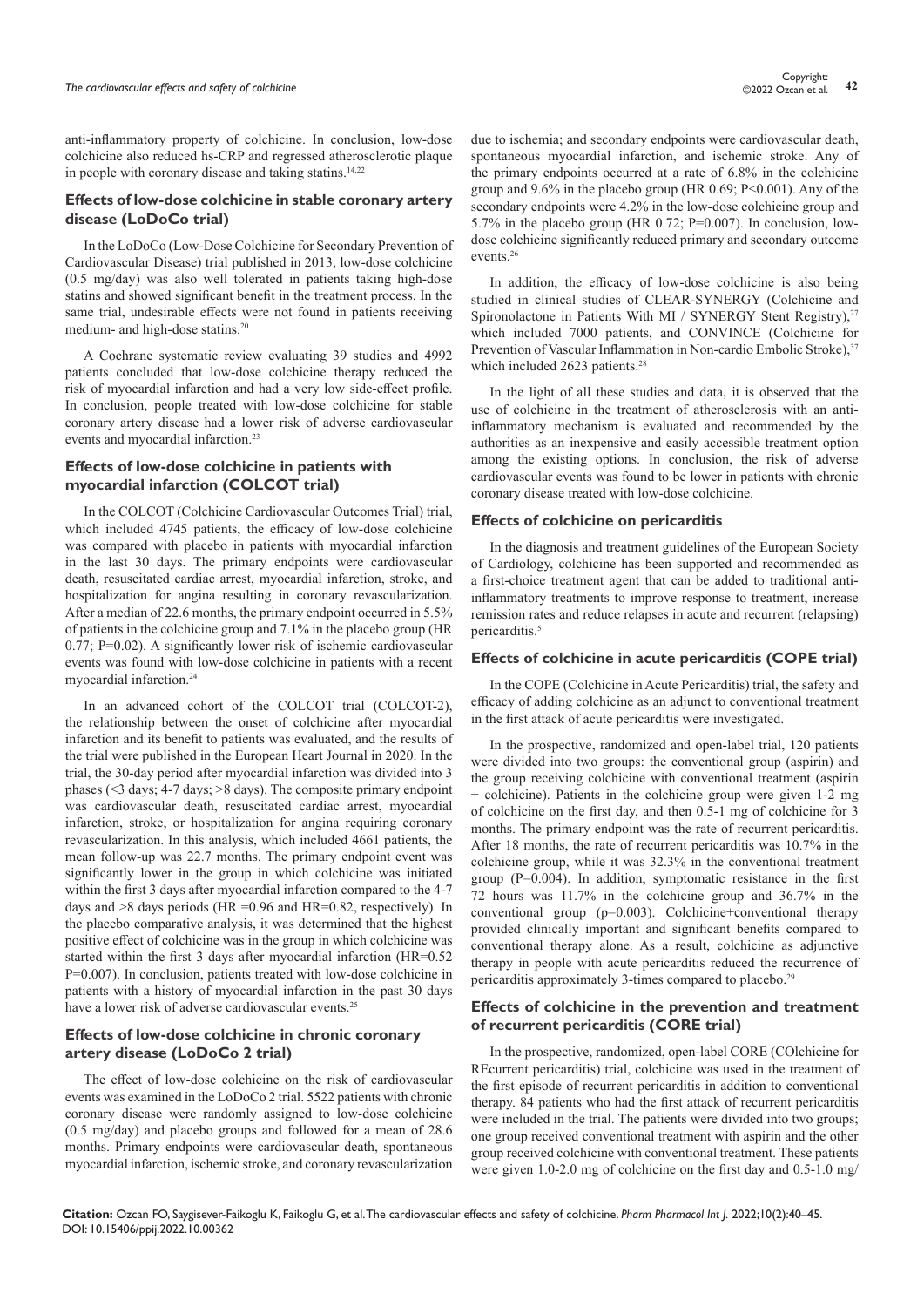anti-inflammatory property of colchicine. In conclusion, low-dose colchicine also reduced hs-CRP and regressed atherosclerotic plaque in people with coronary disease and taking statins.[14,22]

### Effects of low-dose colchicine in stable coronary artery disease (LoDoCo trial)

In the LoDoCo (Low-Dose Colchicine for Secondary Prevention of Cardiovascular Disease) trial published in 2013, low-dose colchicine (0.5 mg/day) was also well tolerated in patients taking high-dose statins and showed significant benefit in the treatment process. In the same trial, undesirable effects were not found in patients receiving medium- and high-dose statins.[20]

A Cochrane systematic review evaluating 39 studies and 4992 patients concluded that low-dose colchicine therapy reduced the risk of myocardial infarction and had a very low side-effect profile. In conclusion, people treated with low-dose colchicine for stable coronary artery disease had a lower risk of adverse cardiovascular events and myocardial infarction.[23]

### Effects of low-dose colchicine in patients with myocardial infarction (COLCOT trial)

In the COLCOT (Colchicine Cardiovascular Outcomes Trial) trial, which included 4745 patients, the efficacy of low-dose colchicine was compared with placebo in patients with myocardial infarction in the last 30 days. The primary endpoints were cardiovascular death, resuscitated cardiac arrest, myocardial infarction, stroke, and hospitalization for angina resulting in coronary revascularization. After a median of 22.6 months, the primary endpoint occurred in 5.5% of patients in the colchicine group and 7.1% in the placebo group (HR 0.77; P=0.02). A significantly lower risk of ischemic cardiovascular events was found with low-dose colchicine in patients with a recent myocardial infarction.[24]

In an advanced cohort of the COLCOT trial (COLCOT-2), the relationship between the onset of colchicine after myocardial infarction and its benefit to patients was evaluated, and the results of the trial were published in the European Heart Journal in 2020. In the trial, the 30-day period after myocardial infarction was divided into 3 phases (<3 days; 4-7 days; >8 days). The composite primary endpoint was cardiovascular death, resuscitated cardiac arrest, myocardial infarction, stroke, or hospitalization for angina requiring coronary revascularization. In this analysis, which included 4661 patients, the mean follow-up was 22.7 months. The primary endpoint event was significantly lower in the group in which colchicine was initiated within the first 3 days after myocardial infarction compared to the 4-7 days and >8 days periods (HR =0.96 and HR=0.82, respectively). In the placebo comparative analysis, it was determined that the highest positive effect of colchicine was in the group in which colchicine was started within the first 3 days after myocardial infarction (HR=0.52 P=0.007). In conclusion, patients treated with low-dose colchicine in patients with a history of myocardial infarction in the past 30 days have a lower risk of adverse cardiovascular events.[25]

### Effects of low-dose colchicine in chronic coronary artery disease (LoDoCo 2 trial)

The effect of low-dose colchicine on the risk of cardiovascular events was examined in the LoDoCo 2 trial. 5522 patients with chronic coronary disease were randomly assigned to low-dose colchicine (0.5 mg/day) and placebo groups and followed for a mean of 28.6 months. Primary endpoints were cardiovascular death, spontaneous myocardial infarction, ischemic stroke, and coronary revascularization due to ischemia; and secondary endpoints were cardiovascular death, spontaneous myocardial infarction, and ischemic stroke. Any of the primary endpoints occurred at a rate of 6.8% in the colchicine group and 9.6% in the placebo group (HR 0.69; P<0.001). Any of the secondary endpoints were 4.2% in the low-dose colchicine group and 5.7% in the placebo group (HR 0.72; P=0.007). In conclusion, low-dose colchicine significantly reduced primary and secondary outcome events.[26]

In addition, the efficacy of low-dose colchicine is also being studied in clinical studies of CLEAR-SYNERGY (Colchicine and Spironolactone in Patients With MI / SYNERGY Stent Registry),[27] which included 7000 patients, and CONVINCE (Colchicine for Prevention of Vascular Inflammation in Non-cardio Embolic Stroke),[37] which included 2623 patients.[28]

In the light of all these studies and data, it is observed that the use of colchicine in the treatment of atherosclerosis with an anti-inflammatory mechanism is evaluated and recommended by the authorities as an inexpensive and easily accessible treatment option among the existing options. In conclusion, the risk of adverse cardiovascular events was found to be lower in patients with chronic coronary disease treated with low-dose colchicine.

### Effects of colchicine on pericarditis

In the diagnosis and treatment guidelines of the European Society of Cardiology, colchicine has been supported and recommended as a first-choice treatment agent that can be added to traditional anti-inflammatory treatments to improve response to treatment, increase remission rates and reduce relapses in acute and recurrent (relapsing) pericarditis.[5]

### Effects of colchicine in acute pericarditis (COPE trial)

In the COPE (Colchicine in Acute Pericarditis) trial, the safety and efficacy of adding colchicine as an adjunct to conventional treatment in the first attack of acute pericarditis were investigated.

In the prospective, randomized and open-label trial, 120 patients were divided into two groups: the conventional group (aspirin) and the group receiving colchicine with conventional treatment (aspirin + colchicine). Patients in the colchicine group were given 1-2 mg of colchicine on the first day, and then 0.5-1 mg of colchicine for 3 months. The primary endpoint was the rate of recurrent pericarditis. After 18 months, the rate of recurrent pericarditis was 10.7% in the colchicine group, while it was 32.3% in the conventional treatment group (P=0.004). In addition, symptomatic resistance in the first 72 hours was 11.7% in the colchicine group and 36.7% in the conventional group (p=0.003). Colchicine+conventional therapy provided clinically important and significant benefits compared to conventional therapy alone. As a result, colchicine as adjunctive therapy in people with acute pericarditis reduced the recurrence of pericarditis approximately 3-times compared to placebo.[29]

### Effects of colchicine in the prevention and treatment of recurrent pericarditis (CORE trial)

In the prospective, randomized, open-label CORE (COlchicine for REcurrent pericarditis) trial, colchicine was used in the treatment of the first episode of recurrent pericarditis in addition to conventional therapy. 84 patients who had the first attack of recurrent pericarditis were included in the trial. The patients were divided into two groups; one group received conventional treatment with aspirin and the other group received colchicine with conventional treatment. These patients were given 1.0-2.0 mg of colchicine on the first day and 0.5-1.0 mg/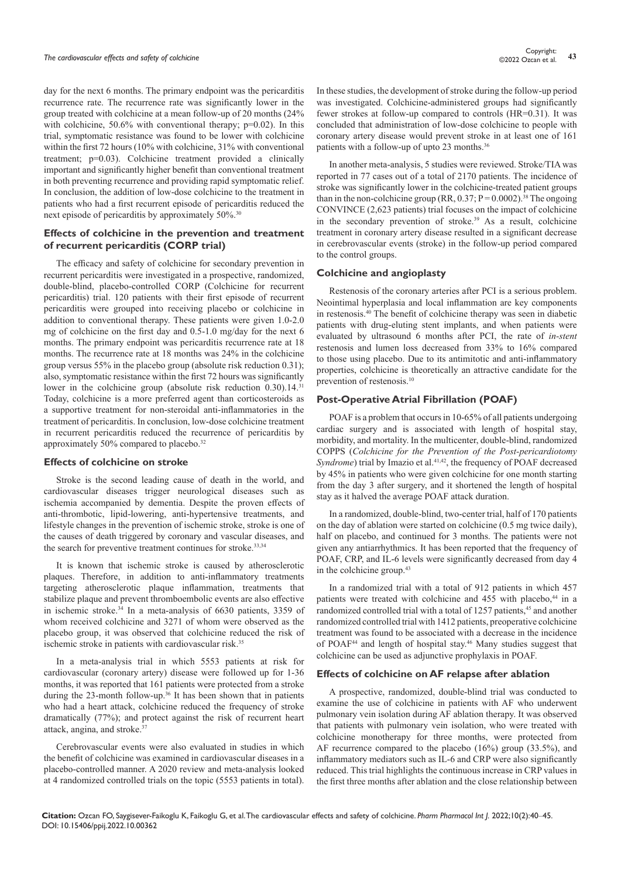day for the next 6 months. The primary endpoint was the pericarditis recurrence rate. The recurrence rate was significantly lower in the group treated with colchicine at a mean follow-up of 20 months (24% with colchicine, 50.6% with conventional therapy; p=0.02). In this trial, symptomatic resistance was found to be lower with colchicine within the first 72 hours (10% with colchicine, 31% with conventional treatment; p=0.03). Colchicine treatment provided a clinically important and significantly higher benefit than conventional treatment in both preventing recurrence and providing rapid symptomatic relief. In conclusion, the addition of low-dose colchicine to the treatment in patients who had a first recurrent episode of pericarditis reduced the next episode of pericarditis by approximately 50%.[30]

## Effects of colchicine in the prevention and treatment of recurrent pericarditis (CORP trial)

The efficacy and safety of colchicine for secondary prevention in recurrent pericarditis were investigated in a prospective, randomized, double-blind, placebo-controlled CORP (Colchicine for recurrent pericarditis) trial. 120 patients with their first episode of recurrent pericarditis were grouped into receiving placebo or colchicine in addition to conventional therapy. These patients were given 1.0-2.0 mg of colchicine on the first day and 0.5-1.0 mg/day for the next 6 months. The primary endpoint was pericarditis recurrence rate at 18 months. The recurrence rate at 18 months was 24% in the colchicine group versus 55% in the placebo group (absolute risk reduction 0.31); also, symptomatic resistance within the first 72 hours was significantly lower in the colchicine group (absolute risk reduction 0.30).14.[31] Today, colchicine is a more preferred agent than corticosteroids as a supportive treatment for non-steroidal anti-inflammatories in the treatment of pericarditis. In conclusion, low-dose colchicine treatment in recurrent pericarditis reduced the recurrence of pericarditis by approximately 50% compared to placebo.[32]

## Effects of colchicine on stroke

Stroke is the second leading cause of death in the world, and cardiovascular diseases trigger neurological diseases such as ischemia accompanied by dementia. Despite the proven effects of anti-thrombotic, lipid-lowering, anti-hypertensive treatments, and lifestyle changes in the prevention of ischemic stroke, stroke is one of the causes of death triggered by coronary and vascular diseases, and the search for preventive treatment continues for stroke.[33,34]

It is known that ischemic stroke is caused by atherosclerotic plaques. Therefore, in addition to anti-inflammatory treatments targeting atherosclerotic plaque inflammation, treatments that stabilize plaque and prevent thromboembolic events are also effective in ischemic stroke.[34] In a meta-analysis of 6630 patients, 3359 of whom received colchicine and 3271 of whom were observed as the placebo group, it was observed that colchicine reduced the risk of ischemic stroke in patients with cardiovascular risk.[35]

In a meta-analysis trial in which 5553 patients at risk for cardiovascular (coronary artery) disease were followed up for 1-36 months, it was reported that 161 patients were protected from a stroke during the 23-month follow-up.[36] It has been shown that in patients who had a heart attack, colchicine reduced the frequency of stroke dramatically (77%); and protect against the risk of recurrent heart attack, angina, and stroke.[37]

Cerebrovascular events were also evaluated in studies in which the benefit of colchicine was examined in cardiovascular diseases in a placebo-controlled manner. A 2020 review and meta-analysis looked at 4 randomized controlled trials on the topic (5553 patients in total). In these studies, the development of stroke during the follow-up period was investigated. Colchicine-administered groups had significantly fewer strokes at follow-up compared to controls (HR=0.31). It was concluded that administration of low-dose colchicine to people with coronary artery disease would prevent stroke in at least one of 161 patients with a follow-up of upto 23 months.[36]

In another meta-analysis, 5 studies were reviewed. Stroke/TIA was reported in 77 cases out of a total of 2170 patients. The incidence of stroke was significantly lower in the colchicine-treated patient groups than in the non-colchicine group (RR, 0.37; P = 0.0002).[38] The ongoing CONVINCE (2,623 patients) trial focuses on the impact of colchicine in the secondary prevention of stroke.[39] As a result, colchicine treatment in coronary artery disease resulted in a significant decrease in cerebrovascular events (stroke) in the follow-up period compared to the control groups.

## Colchicine and angioplasty

Restenosis of the coronary arteries after PCI is a serious problem. Neointimal hyperplasia and local inflammation are key components in restenosis.[40] The benefit of colchicine therapy was seen in diabetic patients with drug-eluting stent implants, and when patients were evaluated by ultrasound 6 months after PCI, the rate of *in-stent* restenosis and lumen loss decreased from 33% to 16% compared to those using placebo. Due to its antimitotic and anti-inflammatory properties, colchicine is theoretically an attractive candidate for the prevention of restenosis.[10]

## Post-Operative Atrial Fibrillation (POAF)

POAF is a problem that occurs in 10-65% of all patients undergoing cardiac surgery and is associated with length of hospital stay, morbidity, and mortality. In the multicenter, double-blind, randomized COPPS (*Colchicine for the Prevention of the Post-pericardiotomy Syndrome*) trial by Imazio et al.[41,42], the frequency of POAF decreased by 45% in patients who were given colchicine for one month starting from the day 3 after surgery, and it shortened the length of hospital stay as it halved the average POAF attack duration.

In a randomized, double-blind, two-center trial, half of 170 patients on the day of ablation were started on colchicine (0.5 mg twice daily), half on placebo, and continued for 3 months. The patients were not given any antiarrhythmics. It has been reported that the frequency of POAF, CRP, and IL-6 levels were significantly decreased from day 4 in the colchicine group.[43]

In a randomized trial with a total of 912 patients in which 457 patients were treated with colchicine and 455 with placebo,[44] in a randomized controlled trial with a total of 1257 patients,[45] and another randomized controlled trial with 1412 patients, preoperative colchicine treatment was found to be associated with a decrease in the incidence of POAF[44] and length of hospital stay.[46] Many studies suggest that colchicine can be used as adjunctive prophylaxis in POAF.

## Effects of colchicine on AF relapse after ablation

A prospective, randomized, double-blind trial was conducted to examine the use of colchicine in patients with AF who underwent pulmonary vein isolation during AF ablation therapy. It was observed that patients with pulmonary vein isolation, who were treated with colchicine monotherapy for three months, were protected from AF recurrence compared to the placebo (16%) group (33.5%), and inflammatory mediators such as IL-6 and CRP were also significantly reduced. This trial highlights the continuous increase in CRP values in the first three months after ablation and the close relationship between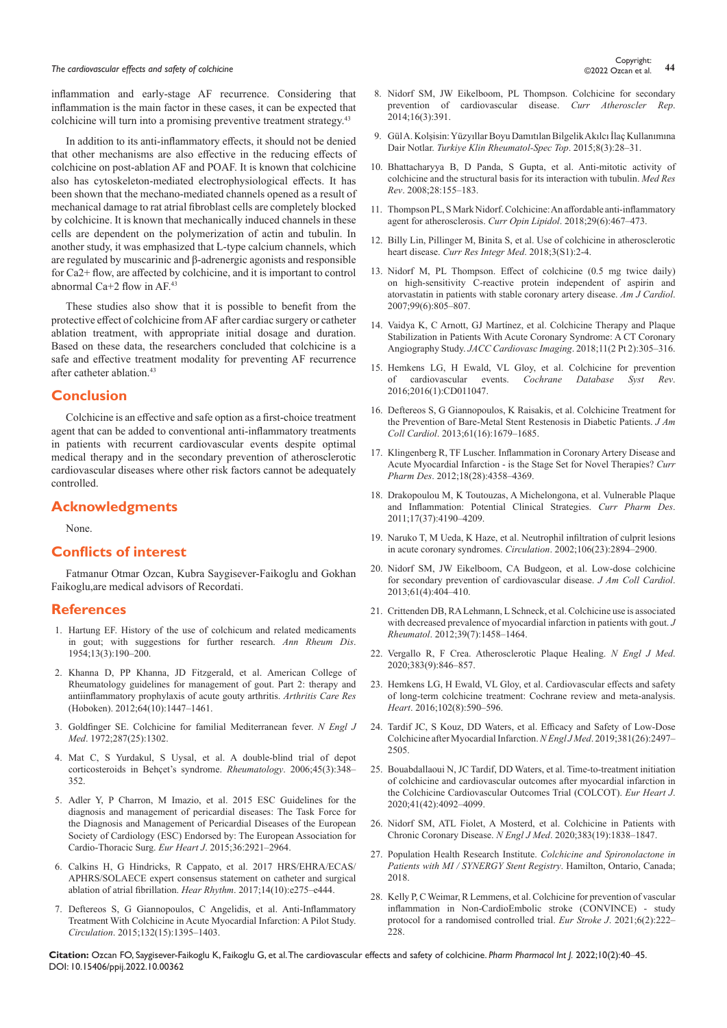inflammation and early-stage AF recurrence. Considering that inflammation is the main factor in these cases, it can be expected that colchicine will turn into a promising preventive treatment strategy.[43]

In addition to its anti-inflammatory effects, it should not be denied that other mechanisms are also effective in the reducing effects of colchicine on post-ablation AF and POAF. It is known that colchicine also has cytoskeleton-mediated electrophysiological effects. It has been shown that the mechano-mediated channels opened as a result of mechanical damage to rat atrial fibroblast cells are completely blocked by colchicine. It is known that mechanically induced channels in these cells are dependent on the polymerization of actin and tubulin. In another study, it was emphasized that L-type calcium channels, which are regulated by muscarinic and β-adrenergic agonists and responsible for Ca2+ flow, are affected by colchicine, and it is important to control abnormal Ca+2 flow in AF.[43]

These studies also show that it is possible to benefit from the protective effect of colchicine from AF after cardiac surgery or catheter ablation treatment, with appropriate initial dosage and duration. Based on these data, the researchers concluded that colchicine is a safe and effective treatment modality for preventing AF recurrence after catheter ablation.[43]

## Conclusion

Colchicine is an effective and safe option as a first-choice treatment agent that can be added to conventional anti-inflammatory treatments in patients with recurrent cardiovascular events despite optimal medical therapy and in the secondary prevention of atherosclerotic cardiovascular diseases where other risk factors cannot be adequately controlled.

## Acknowledgments

None.

## Conflicts of interest

Fatmanur Otmar Ozcan, Kubra Saygisever-Faikoglu and Gokhan Faikoglu,are medical advisors of Recordati.

## References

1. Hartung EF. History of the use of colchicum and related medicaments in gout; with suggestions for further research. *Ann Rheum Dis*. 1954;13(3):190–200.
2. Khanna D, PP Khanna, JD Fitzgerald, et al. American College of Rheumatology guidelines for management of gout. Part 2: therapy and antiinflammatory prophylaxis of acute gouty arthritis. *Arthritis Care Res* (Hoboken). 2012;64(10):1447–1461.
3. Goldfinger SE. Colchicine for familial Mediterranean fever. *N Engl J Med*. 1972;287(25):1302.
4. Mat C, S Yurdakul, S Uysal, et al. A double-blind trial of depot corticosteroids in Behçet's syndrome. *Rheumatology*. 2006;45(3):348–352.
5. Adler Y, P Charron, M Imazio, et al. 2015 ESC Guidelines for the diagnosis and management of pericardial diseases: The Task Force for the Diagnosis and Management of Pericardial Diseases of the European Society of Cardiology (ESC) Endorsed by: The European Association for Cardio-Thoracic Surg. *Eur Heart J*. 2015;36:2921–2964.
6. Calkins H, G Hindricks, R Cappato, et al. 2017 HRS/EHRA/ECAS/APHRS/SOLAECE expert consensus statement on catheter and surgical ablation of atrial fibrillation. *Hear Rhythm*. 2017;14(10):e275–e444.
7. Deftereos S, G Giannopoulos, C Angelidis, et al. Anti-Inflammatory Treatment With Colchicine in Acute Myocardial Infarction: A Pilot Study. *Circulation*. 2015;132(15):1395–1403.
8. Nidorf SM, JW Eikelboom, PL Thompson. Colchicine for secondary prevention of cardiovascular disease. *Curr Atheroscler Rep*. 2014;16(3):391.
9. Gül A. Kolşisin: Yüzyıllar Boyu Damıtılan Bilgelik Akılcı İlaç Kullanımına Dair Notlar. *Turkiye Klin Rheumatol-Spec Top*. 2015;8(3):28–31.
10. Bhattacharyya B, D Panda, S Gupta, et al. Anti-mitotic activity of colchicine and the structural basis for its interaction with tubulin. *Med Res Rev*. 2008;28:155–183.
11. Thompson PL, S Mark Nidorf. Colchicine: An affordable anti-inflammatory agent for atherosclerosis. *Curr Opin Lipidol*. 2018;29(6):467–473.
12. Billy Lin, Pillinger M, Binita S, et al. Use of colchicine in atherosclerotic heart disease. *Curr Res Integr Med*. 2018;3(S1):2-4.
13. Nidorf M, PL Thompson. Effect of colchicine (0.5 mg twice daily) on high-sensitivity C-reactive protein independent of aspirin and atorvastatin in patients with stable coronary artery disease. *Am J Cardiol*. 2007;99(6):805–807.
14. Vaidya K, C Arnott, GJ Martínez, et al. Colchicine Therapy and Plaque Stabilization in Patients With Acute Coronary Syndrome: A CT Coronary Angiography Study. *JACC Cardiovasc Imaging*. 2018;11(2 Pt 2):305–316.
15. Hemkens LG, H Ewald, VL Gloy, et al. Colchicine for prevention of cardiovascular events. *Cochrane Database Syst Rev*. 2016;2016(1):CD011047.
16. Deftereos S, G Giannopoulos, K Raisakis, et al. Colchicine Treatment for the Prevention of Bare-Metal Stent Restenosis in Diabetic Patients. *J Am Coll Cardiol*. 2013;61(16):1679–1685.
17. Klingenberg R, TF Luscher. Inflammation in Coronary Artery Disease and Acute Myocardial Infarction - is the Stage Set for Novel Therapies? *Curr Pharm Des*. 2012;18(28):4358–4369.
18. Drakopoulou M, K Toutouzas, A Michelongona, et al. Vulnerable Plaque and Inflammation: Potential Clinical Strategies. *Curr Pharm Des*. 2011;17(37):4190–4209.
19. Naruko T, M Ueda, K Haze, et al. Neutrophil infiltration of culprit lesions in acute coronary syndromes. *Circulation*. 2002;106(23):2894–2900.
20. Nidorf SM, JW Eikelboom, CA Budgeon, et al. Low-dose colchicine for secondary prevention of cardiovascular disease. *J Am Coll Cardiol*. 2013;61(4):404–410.
21. Crittenden DB, RA Lehmann, L Schneck, et al. Colchicine use is associated with decreased prevalence of myocardial infarction in patients with gout. *J Rheumatol*. 2012;39(7):1458–1464.
22. Vergallo R, F Crea. Atherosclerotic Plaque Healing. *N Engl J Med*. 2020;383(9):846–857.
23. Hemkens LG, H Ewald, VL Gloy, et al. Cardiovascular effects and safety of long-term colchicine treatment: Cochrane review and meta-analysis. *Heart*. 2016;102(8):590–596.
24. Tardif JC, S Kouz, DD Waters, et al. Efficacy and Safety of Low-Dose Colchicine after Myocardial Infarction. *N Engl J Med*. 2019;381(26):2497–2505.
25. Bouabdallaoui N, JC Tardif, DD Waters, et al. Time-to-treatment initiation of colchicine and cardiovascular outcomes after myocardial infarction in the Colchicine Cardiovascular Outcomes Trial (COLCOT). *Eur Heart J*. 2020;41(42):4092–4099.
26. Nidorf SM, ATL Fiolet, A Mosterd, et al. Colchicine in Patients with Chronic Coronary Disease. *N Engl J Med*. 2020;383(19):1838–1847.
27. Population Health Research Institute. *Colchicine and Spironolactone in Patients with MI / SYNERGY Stent Registry*. Hamilton, Ontario, Canada; 2018.
28. Kelly P, C Weimar, R Lemmens, et al. Colchicine for prevention of vascular inflammation in Non-CardioEmbolic stroke (CONVINCE) - study protocol for a randomised controlled trial. *Eur Stroke J*. 2021;6(2):222–228.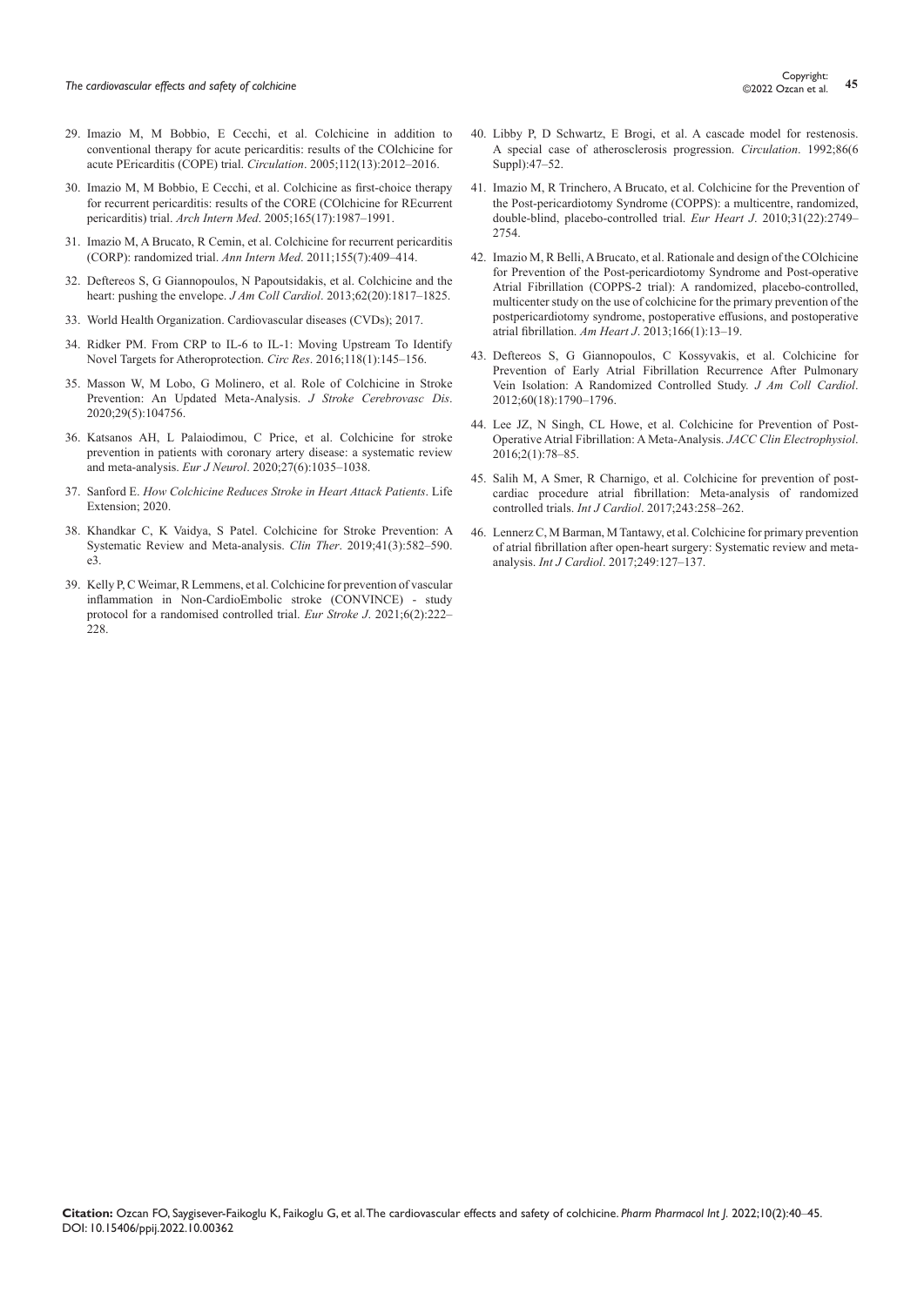29. Imazio M, M Bobbio, E Cecchi, et al. Colchicine in addition to conventional therapy for acute pericarditis: results of the COlchicine for acute PEricarditis (COPE) trial. *Circulation*. 2005;112(13):2012–2016.
30. Imazio M, M Bobbio, E Cecchi, et al. Colchicine as first-choice therapy for recurrent pericarditis: results of the CORE (COlchicine for REcurrent pericarditis) trial. *Arch Intern Med*. 2005;165(17):1987–1991.
31. Imazio M, A Brucato, R Cemin, et al. Colchicine for recurrent pericarditis (CORP): randomized trial. *Ann Intern Med*. 2011;155(7):409–414.
32. Deftereos S, G Giannopoulos, N Papoutsidakis, et al. Colchicine and the heart: pushing the envelope. *J Am Coll Cardiol*. 2013;62(20):1817–1825.
33. World Health Organization. Cardiovascular diseases (CVDs); 2017.
34. Ridker PM. From CRP to IL-6 to IL-1: Moving Upstream To Identify Novel Targets for Atheroprotection. *Circ Res*. 2016;118(1):145–156.
35. Masson W, M Lobo, G Molinero, et al. Role of Colchicine in Stroke Prevention: An Updated Meta-Analysis. *J Stroke Cerebrovasc Dis*. 2020;29(5):104756.
36. Katsanos AH, L Palaiodimou, C Price, et al. Colchicine for stroke prevention in patients with coronary artery disease: a systematic review and meta-analysis. *Eur J Neurol*. 2020;27(6):1035–1038.
37. Sanford E. *How Colchicine Reduces Stroke in Heart Attack Patients*. Life Extension; 2020.
38. Khandkar C, K Vaidya, S Patel. Colchicine for Stroke Prevention: A Systematic Review and Meta-analysis. *Clin Ther*. 2019;41(3):582–590.e3.
39. Kelly P, C Weimar, R Lemmens, et al. Colchicine for prevention of vascular inflammation in Non-CardioEmbolic stroke (CONVINCE) - study protocol for a randomised controlled trial. *Eur Stroke J*. 2021;6(2):222–228.
40. Libby P, D Schwartz, E Brogi, et al. A cascade model for restenosis. A special case of atherosclerosis progression. *Circulation*. 1992;86(6 Suppl):47–52.
41. Imazio M, R Trinchero, A Brucato, et al. Colchicine for the Prevention of the Post-pericardiotomy Syndrome (COPPS): a multicentre, randomized, double-blind, placebo-controlled trial. *Eur Heart J*. 2010;31(22):2749–2754.
42. Imazio M, R Belli, A Brucato, et al. Rationale and design of the COlchicine for Prevention of the Post-pericardiotomy Syndrome and Post-operative Atrial Fibrillation (COPPS-2 trial): A randomized, placebo-controlled, multicenter study on the use of colchicine for the primary prevention of the postpericardiotomy syndrome, postoperative effusions, and postoperative atrial fibrillation. *Am Heart J*. 2013;166(1):13–19.
43. Deftereos S, G Giannopoulos, C Kossyvakis, et al. Colchicine for Prevention of Early Atrial Fibrillation Recurrence After Pulmonary Vein Isolation: A Randomized Controlled Study. *J Am Coll Cardiol*. 2012;60(18):1790–1796.
44. Lee JZ, N Singh, CL Howe, et al. Colchicine for Prevention of Post-Operative Atrial Fibrillation: A Meta-Analysis. *JACC Clin Electrophysiol*. 2016;2(1):78–85.
45. Salih M, A Smer, R Charnigo, et al. Colchicine for prevention of post-cardiac procedure atrial fibrillation: Meta-analysis of randomized controlled trials. *Int J Cardiol*. 2017;243:258–262.
46. Lennerz C, M Barman, M Tantawy, et al. Colchicine for primary prevention of atrial fibrillation after open-heart surgery: Systematic review and meta-analysis. *Int J Cardiol*. 2017;249:127–137.